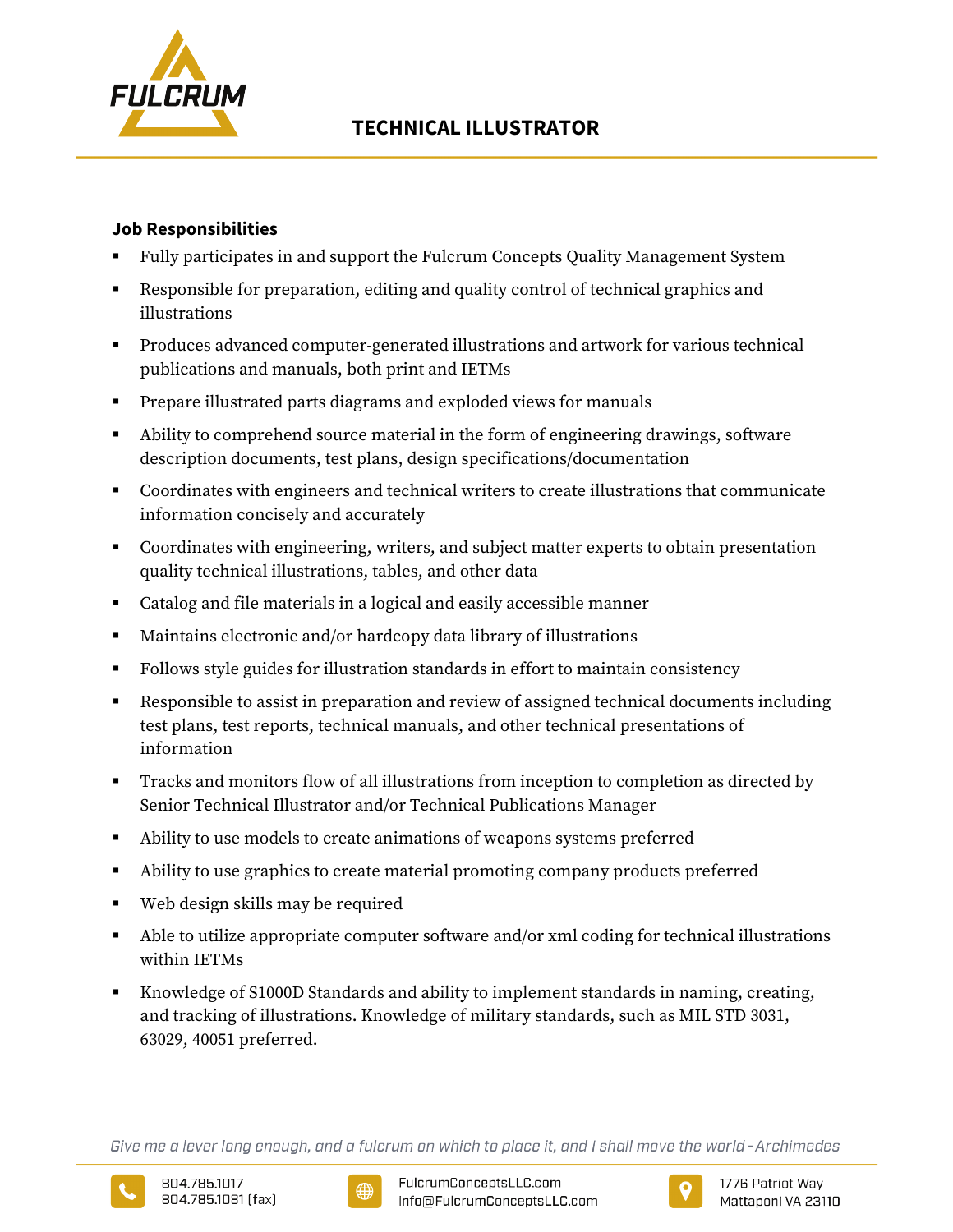# TECHNICAL ILLUSTRATOR

## Job Responsibilities

- Fully participates in and support the Fulcrum Concepts Quality Management System
- Responsible for preparation, editing and quality control of technical graphics and illustrations
- Produces advanced computer-generated illustrations and artwork for various technical publications and manuals, both print and IETMs
- Prepare illustrated parts diagrams and exploded views for manuals
- Ability to comprehend source material in the form of engineering drawings, software description documents, test plans, design specifications/documentation
- Coordinates with engineers and technical writers to create illustrations that communicate information concisely and accurately
- Coordinates with engineering, writers, and subject matter experts to obtain presentation quality technical illustrations, tables, and other data
- Catalog and file materials in a logical and easily accessible manner
- Maintains electronic and/or hardcopy data library of illustrations
- Follows style guides for illustration standards in effort to maintain consistency
- Responsible to assist in preparation and review of assigned technical documents including test plans, test reports, technical manuals, and other technical presentations of information
- Tracks and monitors flow of all illustrations from inception to completion as directed by Senior Technical Illustrator and/or Technical Publications Manager
- Ability to use models to create animations of weapons systems preferred
- Ability to use graphics to create material promoting company products preferred
- Web design skills may be required
- Able to utilize appropriate computer software and/or xml coding for technical illustrations within IETMs
- Knowledge of S1000D Standards and ability to implement standards in naming, creating, and tracking of illustrations. Knowledge of military standards, such as MIL STD 3031, 63029, 40051 preferred.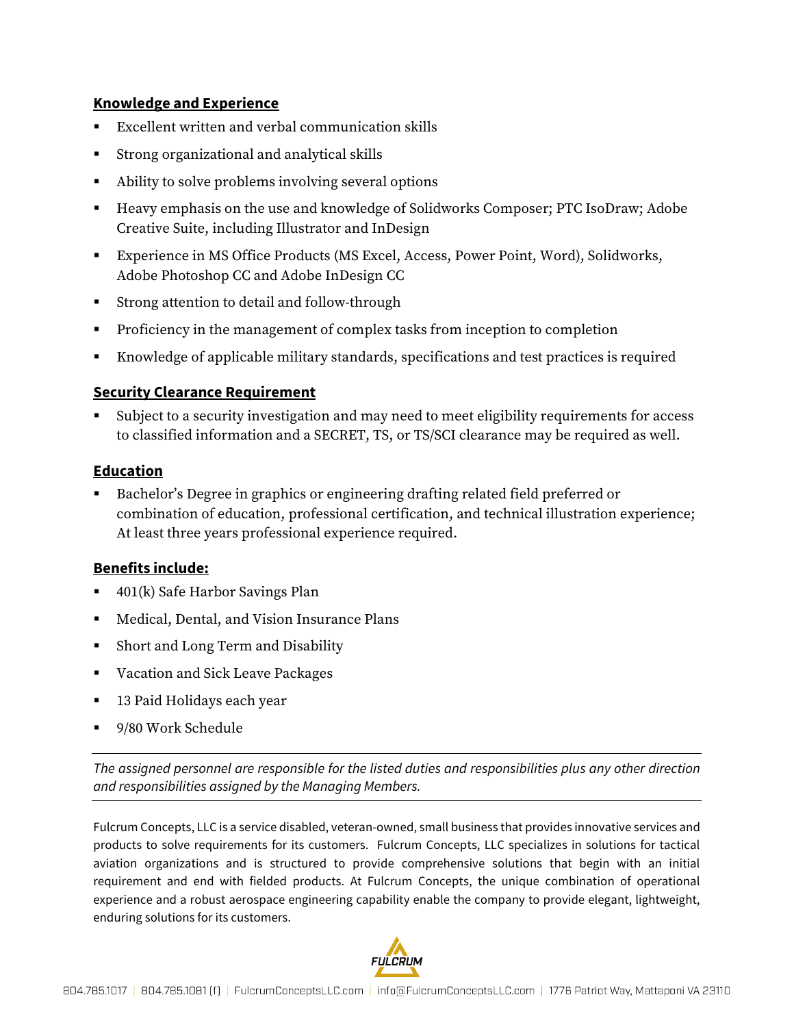**Knowledge and Experience**

- Excellent written and verbal communication skills
- Strong organizational and analytical skills
- Ability to solve problems involving several options
- Heavy emphasis on the use and knowledge of Solidworks Composer; PTC IsoDraw; Adobe Creative Suite, including Illustrator and InDesign
- Experience in MS Office Products (MS Excel, Access, Power Point, Word), Solidworks, Adobe Photoshop CC and Adobe InDesign CC
- Strong attention to detail and follow-through
- Proficiency in the management of complex tasks from inception to completion
- Knowledge of applicable military standards, specifications and test practices is required

**Security Clearance Requirement**

- Subject to a security investigation and may need to meet eligibility requirements for access to classified information and a SECRET, TS, or TS/SCI clearance may be required as well.

**Education**

- Bachelor's Degree in graphics or engineering drafting related field preferred or combination of education, professional certification, and technical illustration experience; At least three years professional experience required.

**Benefits include:**

- 401(k) Safe Harbor Savings Plan
- Medical, Dental, and Vision Insurance Plans
- Short and Long Term and Disability
- Vacation and Sick Leave Packages
- 13 Paid Holidays each year
- 9/80 Work Schedule

---

*The assigned personnel are responsible for the listed duties and responsibilities plus any other direction and responsibilities assigned by the Managing Members.*

---

Fulcrum Concepts, LLC is a service disabled, veteran-owned, small business that provides innovative services and products to solve requirements for its customers. Fulcrum Concepts, LLC specializes in solutions for tactical aviation organizations and is structured to provide comprehensive solutions that begin with an initial requirement and end with fielded products. At Fulcrum Concepts, the unique combination of operational experience and a robust aerospace engineering capability enable the company to provide elegant, lightweight, enduring solutions for its customers.

804.785.1017 | 804.785.1081 (f) | FulcrumConceptsLLC.com | info@FulcrumConceptsLLC.com | 1776 Patriot Way, Mattaponi VA 23110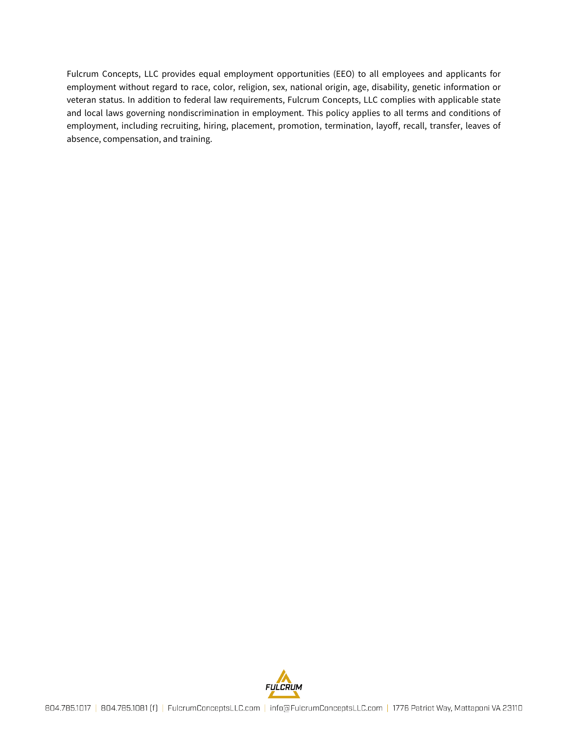Fulcrum Concepts, LLC provides equal employment opportunities (EEO) to all employees and applicants for employment without regard to race, color, religion, sex, national origin, age, disability, genetic information or veteran status. In addition to federal law requirements, Fulcrum Concepts, LLC complies with applicable state and local laws governing nondiscrimination in employment. This policy applies to all terms and conditions of employment, including recruiting, hiring, placement, promotion, termination, layoff, recall, transfer, leaves of absence, compensation, and training.